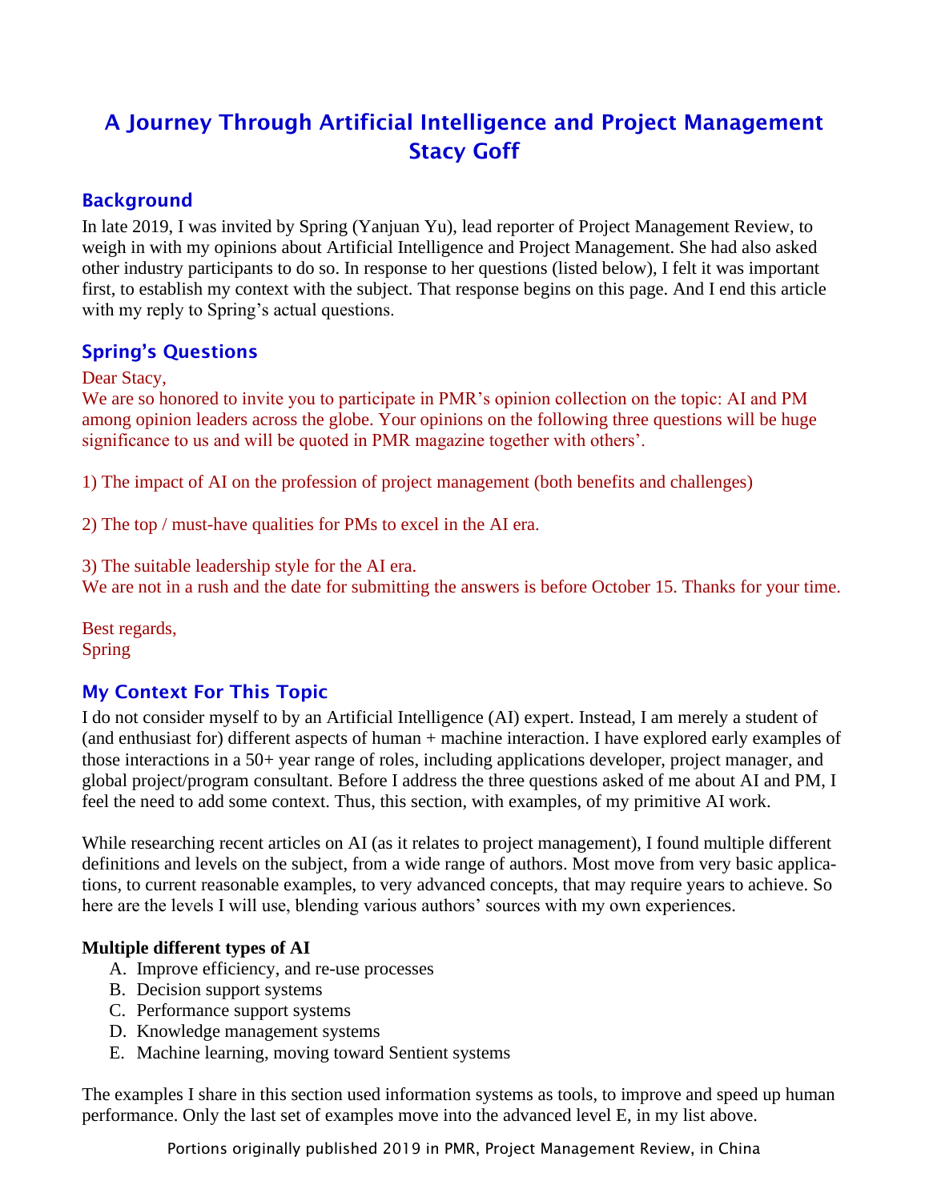# A Journey Through Artificial Intelligence and Project Management
# Stacy Goff

## Background

In late 2019, I was invited by Spring (Yanjuan Yu), lead reporter of Project Management Review, to weigh in with my opinions about Artificial Intelligence and Project Management. She had also asked other industry participants to do so. In response to her questions (listed below), I felt it was important first, to establish my context with the subject. That response begins on this page. And I end this article with my reply to Spring's actual questions.

## Spring's Questions

Dear Stacy,

We are so honored to invite you to participate in PMR's opinion collection on the topic: AI and PM among opinion leaders across the globe. Your opinions on the following three questions will be huge significance to us and will be quoted in PMR magazine together with others'.

1) The impact of AI on the profession of project management (both benefits and challenges)

2) The top / must-have qualities for PMs to excel in the AI era.

3) The suitable leadership style for the AI era.

We are not in a rush and the date for submitting the answers is before October 15. Thanks for your time.

Best regards,
Spring

## My Context For This Topic

I do not consider myself to by an Artificial Intelligence (AI) expert. Instead, I am merely a student of (and enthusiast for) different aspects of human + machine interaction. I have explored early examples of those interactions in a 50+ year range of roles, including applications developer, project manager, and global project/program consultant. Before I address the three questions asked of me about AI and PM, I feel the need to add some context. Thus, this section, with examples, of my primitive AI work.

While researching recent articles on AI (as it relates to project management), I found multiple different definitions and levels on the subject, from a wide range of authors. Most move from very basic applications, to current reasonable examples, to very advanced concepts, that may require years to achieve. So here are the levels I will use, blending various authors' sources with my own experiences.

**Multiple different types of AI**

A. Improve efficiency, and re-use processes
B. Decision support systems
C. Performance support systems
D. Knowledge management systems
E. Machine learning, moving toward Sentient systems

The examples I share in this section used information systems as tools, to improve and speed up human performance. Only the last set of examples move into the advanced level E, in my list above.

Portions originally published 2019 in PMR, Project Management Review, in China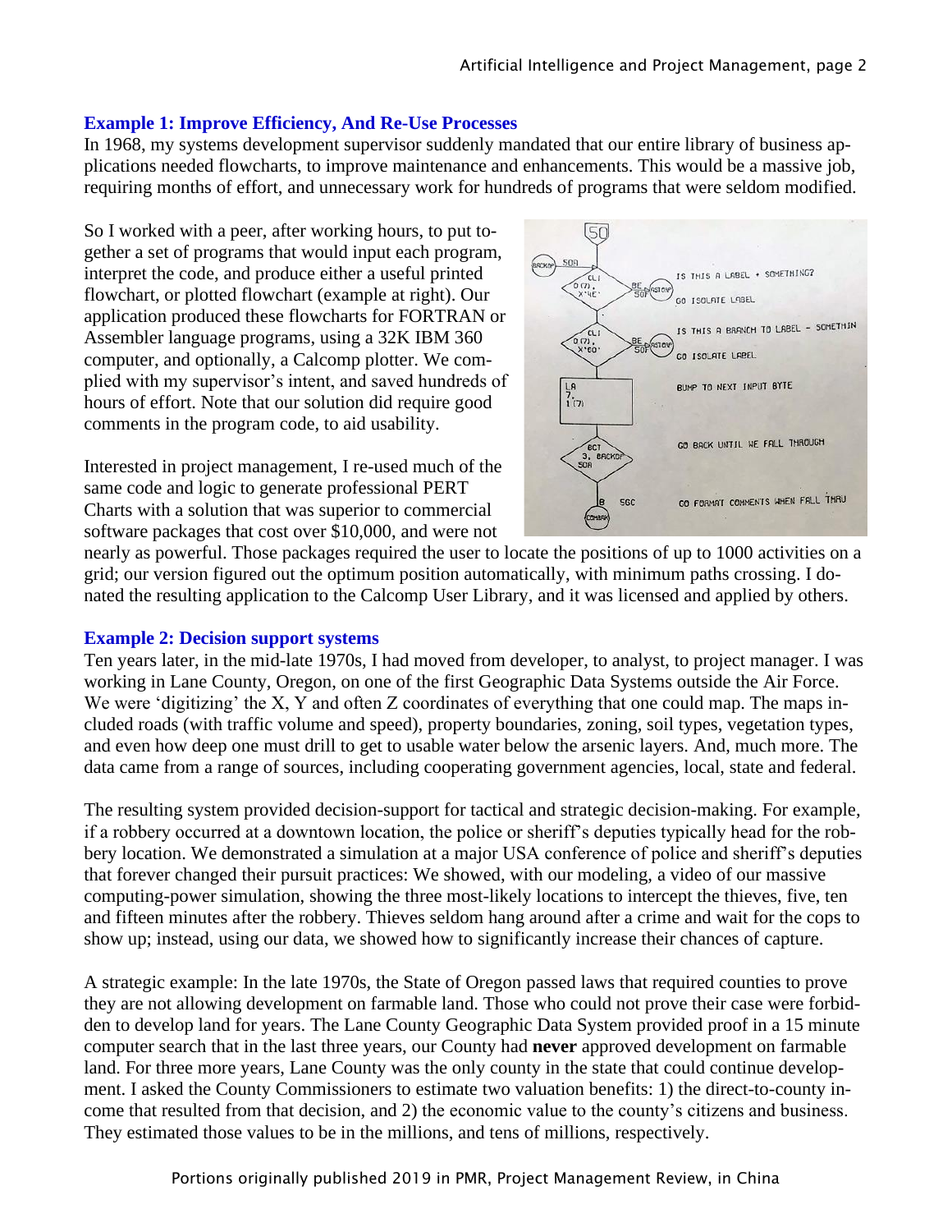### Example 1: Improve Efficiency, And Re-Use Processes

In 1968, my systems development supervisor suddenly mandated that our entire library of business applications needed flowcharts, to improve maintenance and enhancements. This would be a massive job, requiring months of effort, and unnecessary work for hundreds of programs that were seldom modified.

So I worked with a peer, after working hours, to put together a set of programs that would input each program, interpret the code, and produce either a useful printed flowchart, or plotted flowchart (example at right). Our application produced these flowcharts for FORTRAN or Assembler language programs, using a 32K IBM 360 computer, and optionally, a Calcomp plotter. We complied with my supervisor's intent, and saved hundreds of hours of effort. Note that our solution did require good comments in the program code, to aid usability.

Interested in project management, I re-used much of the same code and logic to generate professional PERT Charts with a solution that was superior to commercial software packages that cost over $10,000, and were not nearly as powerful. Those packages required the user to locate the positions of up to 1000 activities on a grid; our version figured out the optimum position automatically, with minimum paths crossing. I donated the resulting application to the Calcomp User Library, and it was licensed and applied by others.

### Example 2: Decision support systems

Ten years later, in the mid-late 1970s, I had moved from developer, to analyst, to project manager. I was working in Lane County, Oregon, on one of the first Geographic Data Systems outside the Air Force. We were 'digitizing' the X, Y and often Z coordinates of everything that one could map. The maps included roads (with traffic volume and speed), property boundaries, zoning, soil types, vegetation types, and even how deep one must drill to get to usable water below the arsenic layers. And, much more. The data came from a range of sources, including cooperating government agencies, local, state and federal.

The resulting system provided decision-support for tactical and strategic decision-making. For example, if a robbery occurred at a downtown location, the police or sheriff's deputies typically head for the robbery location. We demonstrated a simulation at a major USA conference of police and sheriff's deputies that forever changed their pursuit practices: We showed, with our modeling, a video of our massive computing-power simulation, showing the three most-likely locations to intercept the thieves, five, ten and fifteen minutes after the robbery. Thieves seldom hang around after a crime and wait for the cops to show up; instead, using our data, we showed how to significantly increase their chances of capture.

A strategic example: In the late 1970s, the State of Oregon passed laws that required counties to prove they are not allowing development on farmable land. Those who could not prove their case were forbidden to develop land for years. The Lane County Geographic Data System provided proof in a 15 minute computer search that in the last three years, our County had **never** approved development on farmable land. For three more years, Lane County was the only county in the state that could continue development. I asked the County Commissioners to estimate two valuation benefits: 1) the direct-to-county income that resulted from that decision, and 2) the economic value to the county's citizens and business. They estimated those values to be in the millions, and tens of millions, respectively.

Portions originally published 2019 in PMR, Project Management Review, in China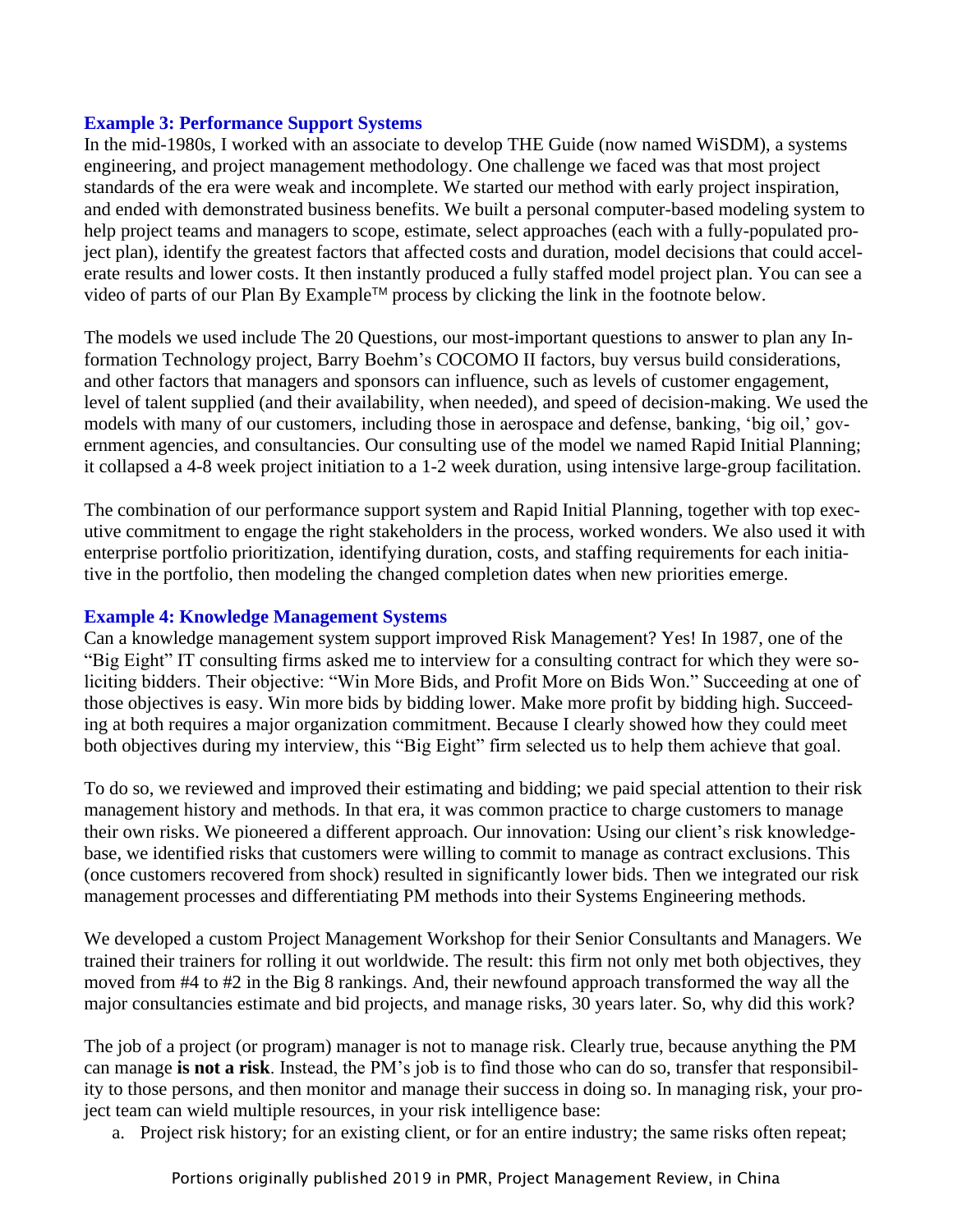### Example 3: Performance Support Systems

In the mid-1980s, I worked with an associate to develop THE Guide (now named WiSDM), a systems engineering, and project management methodology. One challenge we faced was that most project standards of the era were weak and incomplete. We started our method with early project inspiration, and ended with demonstrated business benefits. We built a personal computer-based modeling system to help project teams and managers to scope, estimate, select approaches (each with a fully-populated project plan), identify the greatest factors that affected costs and duration, model decisions that could accelerate results and lower costs. It then instantly produced a fully staffed model project plan. You can see a video of parts of our Plan By Example™ process by clicking the link in the footnote below.

The models we used include The 20 Questions, our most-important questions to answer to plan any Information Technology project, Barry Boehm's COCOMO II factors, buy versus build considerations, and other factors that managers and sponsors can influence, such as levels of customer engagement, level of talent supplied (and their availability, when needed), and speed of decision-making. We used the models with many of our customers, including those in aerospace and defense, banking, 'big oil,' government agencies, and consultancies. Our consulting use of the model we named Rapid Initial Planning; it collapsed a 4-8 week project initiation to a 1-2 week duration, using intensive large-group facilitation.

The combination of our performance support system and Rapid Initial Planning, together with top executive commitment to engage the right stakeholders in the process, worked wonders. We also used it with enterprise portfolio prioritization, identifying duration, costs, and staffing requirements for each initiative in the portfolio, then modeling the changed completion dates when new priorities emerge.

### Example 4: Knowledge Management Systems

Can a knowledge management system support improved Risk Management? Yes! In 1987, one of the "Big Eight" IT consulting firms asked me to interview for a consulting contract for which they were soliciting bidders. Their objective: "Win More Bids, and Profit More on Bids Won." Succeeding at one of those objectives is easy. Win more bids by bidding lower. Make more profit by bidding high. Succeeding at both requires a major organization commitment. Because I clearly showed how they could meet both objectives during my interview, this "Big Eight" firm selected us to help them achieve that goal.

To do so, we reviewed and improved their estimating and bidding; we paid special attention to their risk management history and methods. In that era, it was common practice to charge customers to manage their own risks. We pioneered a different approach. Our innovation: Using our client's risk knowledgebase, we identified risks that customers were willing to commit to manage as contract exclusions. This (once customers recovered from shock) resulted in significantly lower bids. Then we integrated our risk management processes and differentiating PM methods into their Systems Engineering methods.

We developed a custom Project Management Workshop for their Senior Consultants and Managers. We trained their trainers for rolling it out worldwide. The result: this firm not only met both objectives, they moved from #4 to #2 in the Big 8 rankings. And, their newfound approach transformed the way all the major consultancies estimate and bid projects, and manage risks, 30 years later. So, why did this work?

The job of a project (or program) manager is not to manage risk. Clearly true, because anything the PM can manage **is not a risk**. Instead, the PM's job is to find those who can do so, transfer that responsibility to those persons, and then monitor and manage their success in doing so. In managing risk, your project team can wield multiple resources, in your risk intelligence base:

a. Project risk history; for an existing client, or for an entire industry; the same risks often repeat;

Portions originally published 2019 in PMR, Project Management Review, in China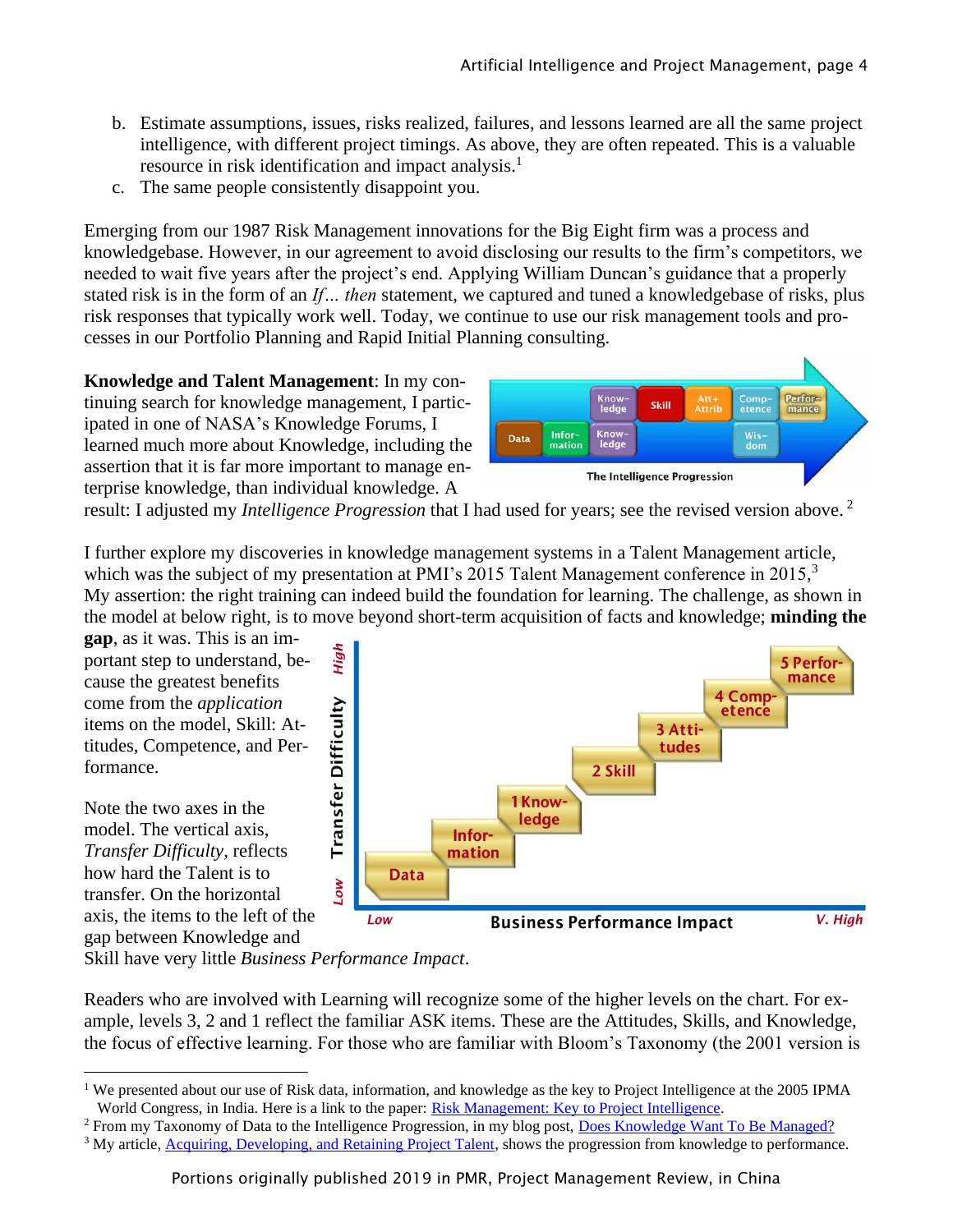b. Estimate assumptions, issues, risks realized, failures, and lessons learned are all the same project intelligence, with different project timings. As above, they are often repeated. This is a valuable resource in risk identification and impact analysis.[1]

c. The same people consistently disappoint you.

Emerging from our 1987 Risk Management innovations for the Big Eight firm was a process and knowledgebase. However, in our agreement to avoid disclosing our results to the firm's competitors, we needed to wait five years after the project's end. Applying William Duncan's guidance that a properly stated risk is in the form of an *If… then* statement, we captured and tuned a knowledgebase of risks, plus risk responses that typically work well. Today, we continue to use our risk management tools and processes in our Portfolio Planning and Rapid Initial Planning consulting.

**Knowledge and Talent Management**: In my continuing search for knowledge management, I participated in one of NASA's Knowledge Forums, I learned much more about Knowledge, including the assertion that it is far more important to manage enterprise knowledge, than individual knowledge. A result: I adjusted my *Intelligence Progression* that I had used for years; see the revised version above.[2]

I further explore my discoveries in knowledge management systems in a Talent Management article, which was the subject of my presentation at PMI's 2015 Talent Management conference in 2015,[3] My assertion: the right training can indeed build the foundation for learning. The challenge, as shown in the model at below right, is to move beyond short-term acquisition of facts and knowledge; **minding the gap**, as it was. This is an important step to understand, because the greatest benefits come from the *application* items on the model, Skill: Attitudes, Competence, and Performance.

Note the two axes in the model. The vertical axis, *Transfer Difficulty*, reflects how hard the Talent is to transfer. On the horizontal axis, the items to the left of the gap between Knowledge and Skill have very little *Business Performance Impact*.

Readers who are involved with Learning will recognize some of the higher levels on the chart. For example, levels 3, 2 and 1 reflect the familiar ASK items. These are the Attitudes, Skills, and Knowledge, the focus of effective learning. For those who are familiar with Bloom's Taxonomy (the 2001 version is

---

[1] We presented about our use of Risk data, information, and knowledge as the key to Project Intelligence at the 2005 IPMA World Congress, in India. Here is a link to the paper: Risk Management: Key to Project Intelligence.

[2] From my Taxonomy of Data to the Intelligence Progression, in my blog post, Does Knowledge Want To Be Managed?

[3] My article, Acquiring, Developing, and Retaining Project Talent, shows the progression from knowledge to performance.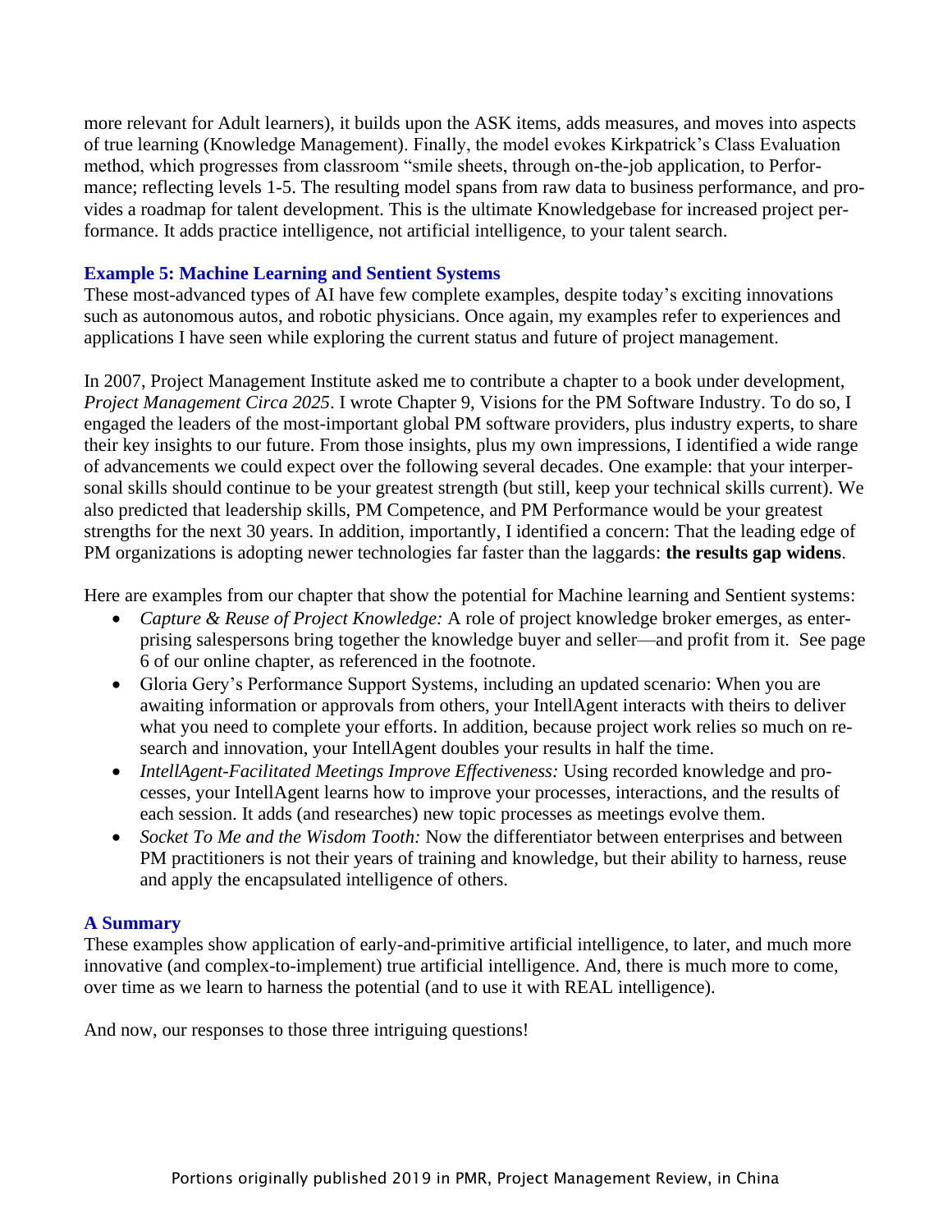more relevant for Adult learners), it builds upon the ASK items, adds measures, and moves into aspects of true learning (Knowledge Management). Finally, the model evokes Kirkpatrick's Class Evaluation method, which progresses from classroom "smile sheets, through on-the-job application, to Performance; reflecting levels 1-5. The resulting model spans from raw data to business performance, and provides a roadmap for talent development. This is the ultimate Knowledgebase for increased project performance. It adds practice intelligence, not artificial intelligence, to your talent search.

### Example 5: Machine Learning and Sentient Systems

These most-advanced types of AI have few complete examples, despite today's exciting innovations such as autonomous autos, and robotic physicians. Once again, my examples refer to experiences and applications I have seen while exploring the current status and future of project management.

In 2007, Project Management Institute asked me to contribute a chapter to a book under development, *Project Management Circa 2025*. I wrote Chapter 9, Visions for the PM Software Industry. To do so, I engaged the leaders of the most-important global PM software providers, plus industry experts, to share their key insights to our future. From those insights, plus my own impressions, I identified a wide range of advancements we could expect over the following several decades. One example: that your interpersonal skills should continue to be your greatest strength (but still, keep your technical skills current). We also predicted that leadership skills, PM Competence, and PM Performance would be your greatest strengths for the next 30 years. In addition, importantly, I identified a concern: That the leading edge of PM organizations is adopting newer technologies far faster than the laggards: **the results gap widens**.

Here are examples from our chapter that show the potential for Machine learning and Sentient systems:

- *Capture & Reuse of Project Knowledge:* A role of project knowledge broker emerges, as enterprising salespersons bring together the knowledge buyer and seller—and profit from it. See page 6 of our online chapter, as referenced in the footnote.
- Gloria Gery's Performance Support Systems, including an updated scenario: When you are awaiting information or approvals from others, your IntellAgent interacts with theirs to deliver what you need to complete your efforts. In addition, because project work relies so much on research and innovation, your IntellAgent doubles your results in half the time.
- *IntellAgent-Facilitated Meetings Improve Effectiveness:* Using recorded knowledge and processes, your IntellAgent learns how to improve your processes, interactions, and the results of each session. It adds (and researches) new topic processes as meetings evolve them.
- *Socket To Me and the Wisdom Tooth:* Now the differentiator between enterprises and between PM practitioners is not their years of training and knowledge, but their ability to harness, reuse and apply the encapsulated intelligence of others.

### A Summary

These examples show application of early-and-primitive artificial intelligence, to later, and much more innovative (and complex-to-implement) true artificial intelligence. And, there is much more to come, over time as we learn to harness the potential (and to use it with REAL intelligence).

And now, our responses to those three intriguing questions!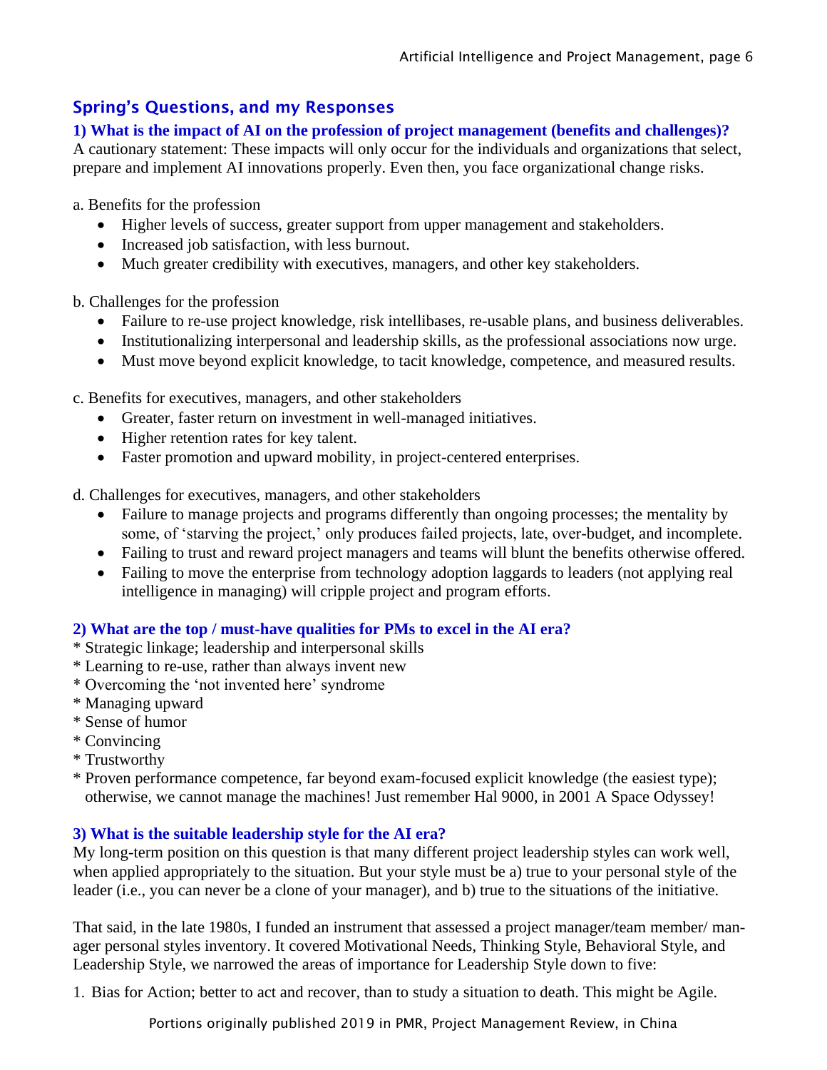## Spring's Questions, and my Responses

### 1) What is the impact of AI on the profession of project management (benefits and challenges)?

A cautionary statement: These impacts will only occur for the individuals and organizations that select, prepare and implement AI innovations properly. Even then, you face organizational change risks.

a. Benefits for the profession

- Higher levels of success, greater support from upper management and stakeholders.
- Increased job satisfaction, with less burnout.
- Much greater credibility with executives, managers, and other key stakeholders.

b. Challenges for the profession

- Failure to re-use project knowledge, risk intellibases, re-usable plans, and business deliverables.
- Institutionalizing interpersonal and leadership skills, as the professional associations now urge.
- Must move beyond explicit knowledge, to tacit knowledge, competence, and measured results.

c. Benefits for executives, managers, and other stakeholders

- Greater, faster return on investment in well-managed initiatives.
- Higher retention rates for key talent.
- Faster promotion and upward mobility, in project-centered enterprises.

d. Challenges for executives, managers, and other stakeholders

- Failure to manage projects and programs differently than ongoing processes; the mentality by some, of 'starving the project,' only produces failed projects, late, over-budget, and incomplete.
- Failing to trust and reward project managers and teams will blunt the benefits otherwise offered.
- Failing to move the enterprise from technology adoption laggards to leaders (not applying real intelligence in managing) will cripple project and program efforts.

### 2) What are the top / must-have qualities for PMs to excel in the AI era?

\* Strategic linkage; leadership and interpersonal skills
\* Learning to re-use, rather than always invent new
\* Overcoming the 'not invented here' syndrome
\* Managing upward
\* Sense of humor
\* Convincing
\* Trustworthy
\* Proven performance competence, far beyond exam-focused explicit knowledge (the easiest type); otherwise, we cannot manage the machines! Just remember Hal 9000, in 2001 A Space Odyssey!

### 3) What is the suitable leadership style for the AI era?

My long-term position on this question is that many different project leadership styles can work well, when applied appropriately to the situation. But your style must be a) true to your personal style of the leader (i.e., you can never be a clone of your manager), and b) true to the situations of the initiative.

That said, in the late 1980s, I funded an instrument that assessed a project manager/team member/ manager personal styles inventory. It covered Motivational Needs, Thinking Style, Behavioral Style, and Leadership Style, we narrowed the areas of importance for Leadership Style down to five:

1. Bias for Action; better to act and recover, than to study a situation to death. This might be Agile.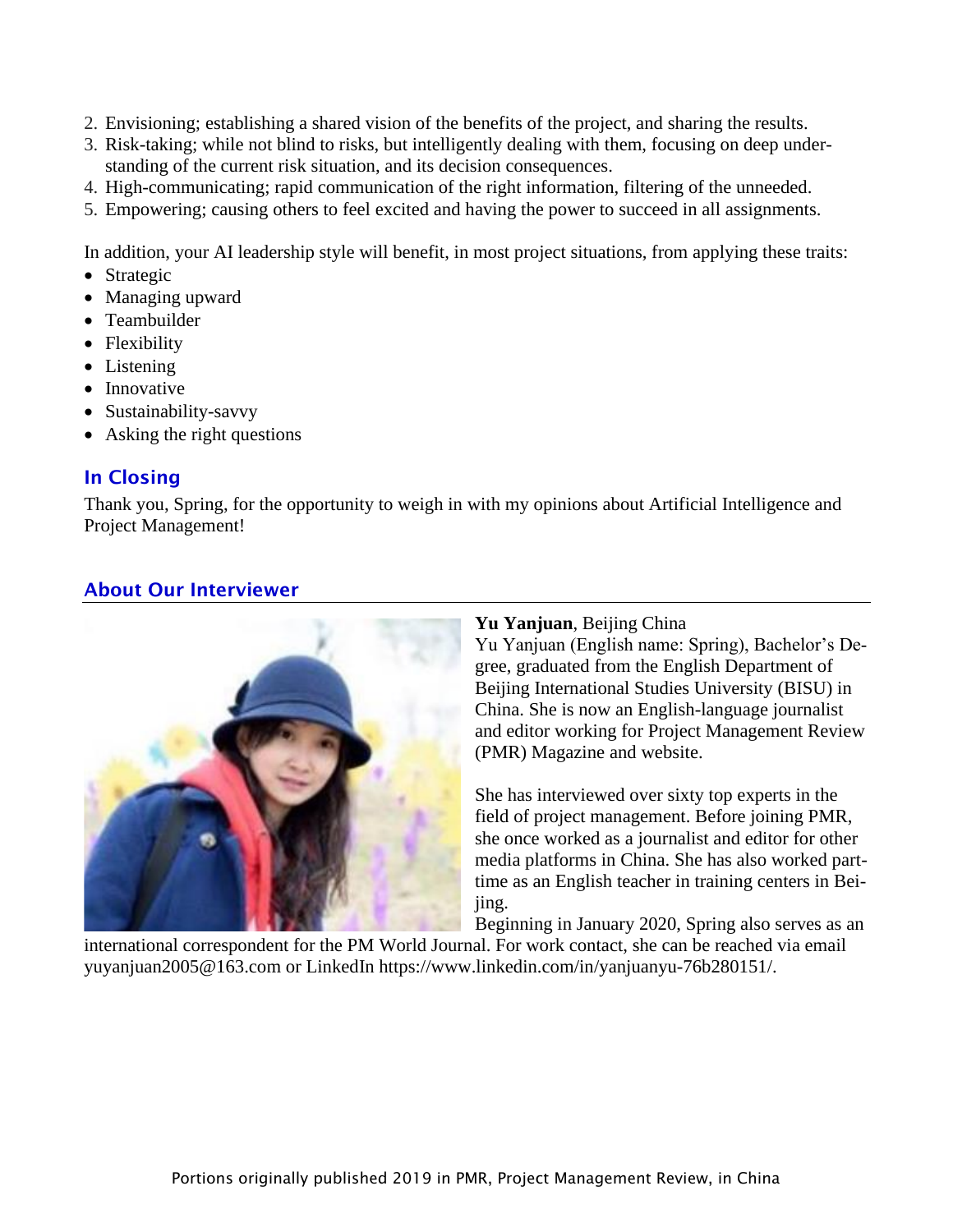2. Envisioning; establishing a shared vision of the benefits of the project, and sharing the results.
3. Risk-taking; while not blind to risks, but intelligently dealing with them, focusing on deep understanding of the current risk situation, and its decision consequences.
4. High-communicating; rapid communication of the right information, filtering of the unneeded.
5. Empowering; causing others to feel excited and having the power to succeed in all assignments.

In addition, your AI leadership style will benefit, in most project situations, from applying these traits:

- Strategic
- Managing upward
- Teambuilder
- Flexibility
- Listening
- Innovative
- Sustainability-savvy
- Asking the right questions

## In Closing

Thank you, Spring, for the opportunity to weigh in with my opinions about Artificial Intelligence and Project Management!

## About Our Interviewer

**Yu Yanjuan**, Beijing China

Yu Yanjuan (English name: Spring), Bachelor's Degree, graduated from the English Department of Beijing International Studies University (BISU) in China. She is now an English-language journalist and editor working for Project Management Review (PMR) Magazine and website.

She has interviewed over sixty top experts in the field of project management. Before joining PMR, she once worked as a journalist and editor for other media platforms in China. She has also worked part-time as an English teacher in training centers in Beijing.

Beginning in January 2020, Spring also serves as an international correspondent for the PM World Journal. For work contact, she can be reached via email yuyanjuan2005@163.com or LinkedIn https://www.linkedin.com/in/yanjuanyu-76b280151/.

Portions originally published 2019 in PMR, Project Management Review, in China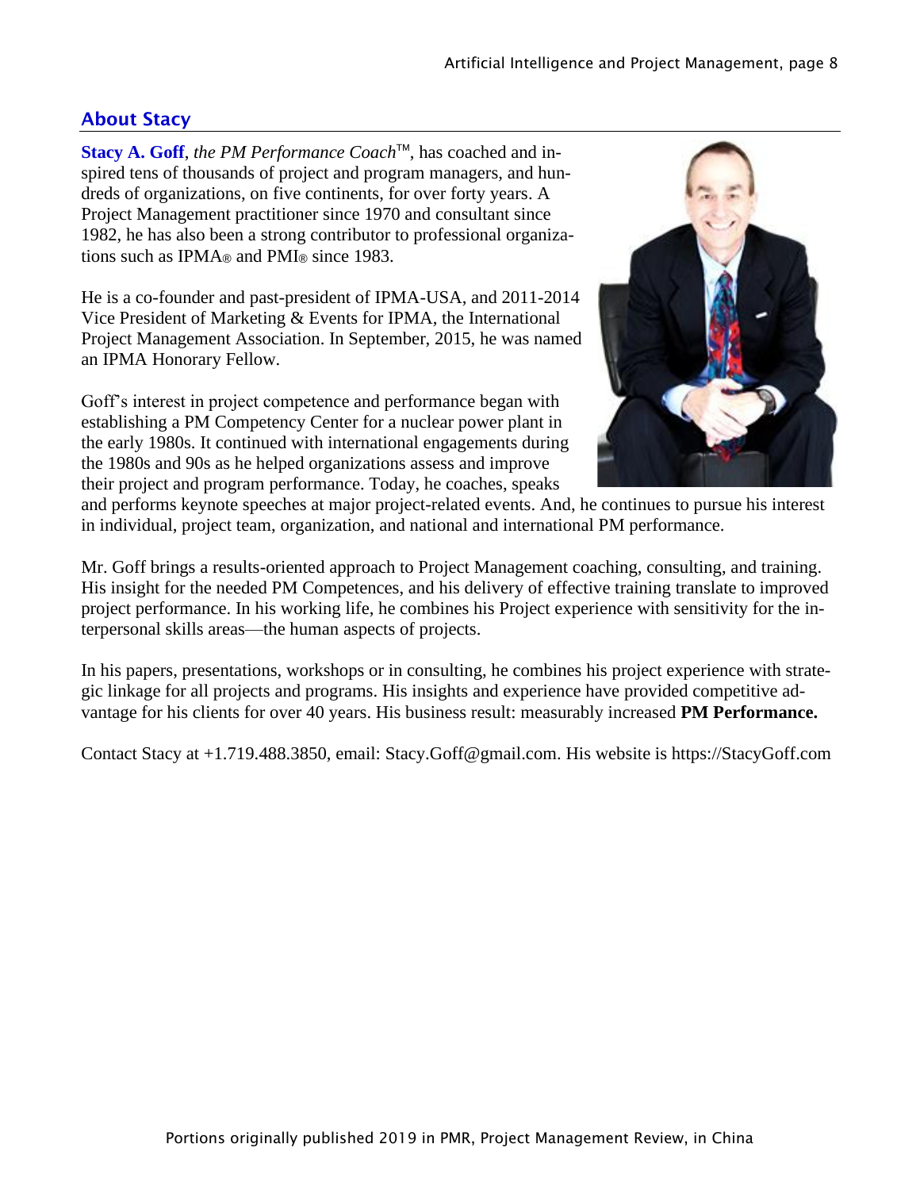## About Stacy

**Stacy A. Goff**, *the PM Performance Coach*™, has coached and inspired tens of thousands of project and program managers, and hundreds of organizations, on five continents, for over forty years. A Project Management practitioner since 1970 and consultant since 1982, he has also been a strong contributor to professional organizations such as IPMA® and PMI® since 1983.

He is a co-founder and past-president of IPMA-USA, and 2011-2014 Vice President of Marketing & Events for IPMA, the International Project Management Association. In September, 2015, he was named an IPMA Honorary Fellow.

Goff's interest in project competence and performance began with establishing a PM Competency Center for a nuclear power plant in the early 1980s. It continued with international engagements during the 1980s and 90s as he helped organizations assess and improve their project and program performance. Today, he coaches, speaks and performs keynote speeches at major project-related events. And, he continues to pursue his interest in individual, project team, organization, and national and international PM performance.

Mr. Goff brings a results-oriented approach to Project Management coaching, consulting, and training. His insight for the needed PM Competences, and his delivery of effective training translate to improved project performance. In his working life, he combines his Project experience with sensitivity for the interpersonal skills areas—the human aspects of projects.

In his papers, presentations, workshops or in consulting, he combines his project experience with strategic linkage for all projects and programs. His insights and experience have provided competitive advantage for his clients for over 40 years. His business result: measurably increased **PM Performance.**

Contact Stacy at +1.719.488.3850, email: Stacy.Goff@gmail.com. His website is https://StacyGoff.com

Portions originally published 2019 in PMR, Project Management Review, in China